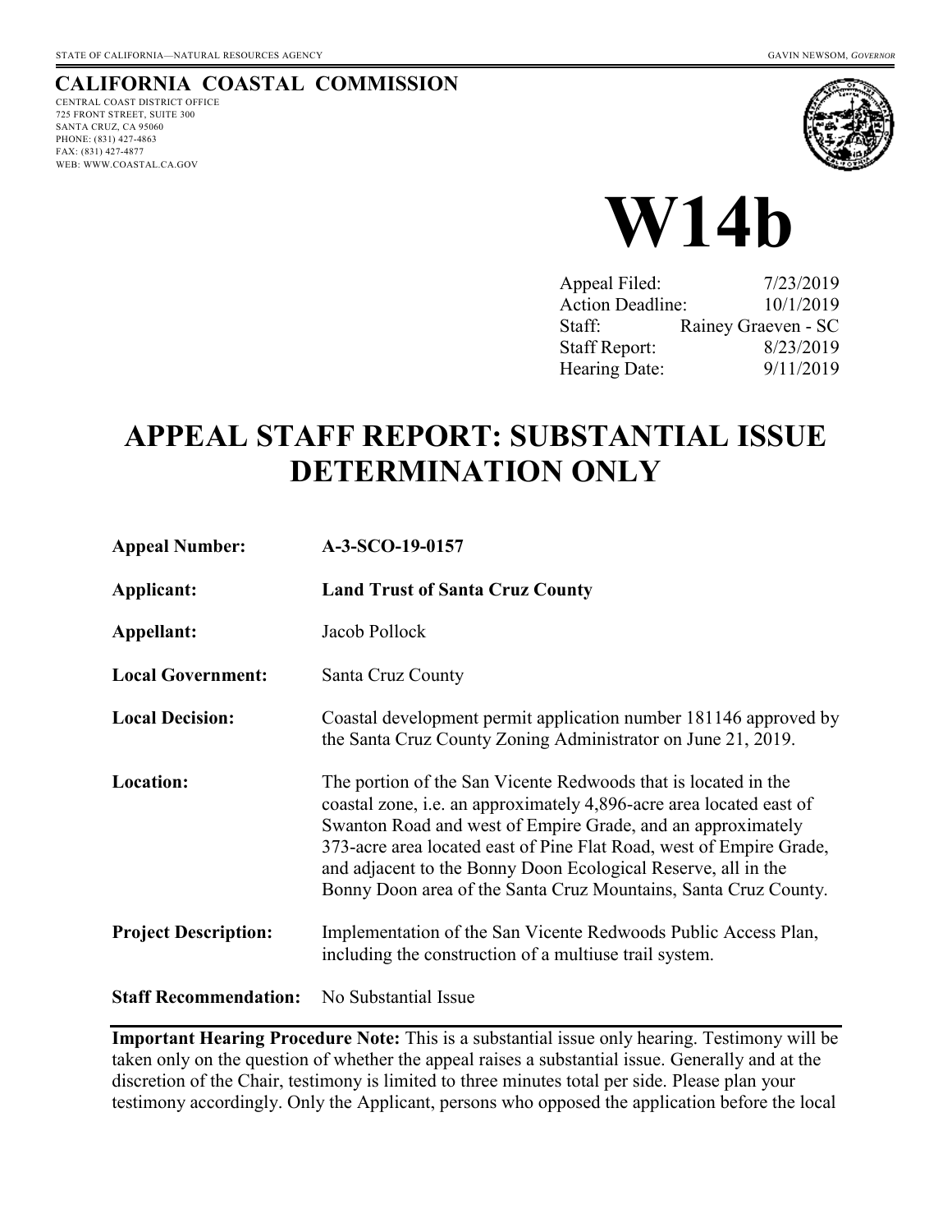STATE OF CALIFORNIA—NATURAL RESOURCES AGENCY GAVIN NEWSOM, *GOVERNOR*

**CALIFORNIA COASTAL COMMISSION**

CENTRAL COAST DISTRICT OFFICE
725 FRONT STREET, SUITE 300
SANTA CRUZ, CA 95060
PHONE: (831) 427-4863
FAX: (831) 427-4877
WEB: WWW.COASTAL.CA.GOV

# W14b

| | |
|---|---|
| Appeal Filed: | 7/23/2019 |
| Action Deadline: | 10/1/2019 |
| Staff: | Rainey Graeven - SC |
| Staff Report: | 8/23/2019 |
| Hearing Date: | 9/11/2019 |

# APPEAL STAFF REPORT: SUBSTANTIAL ISSUE DETERMINATION ONLY

**Appeal Number:** **A-3-SCO-19-0157**

**Applicant:** **Land Trust of Santa Cruz County**

**Appellant:** Jacob Pollock

**Local Government:** Santa Cruz County

**Local Decision:** Coastal development permit application number 181146 approved by the Santa Cruz County Zoning Administrator on June 21, 2019.

**Location:** The portion of the San Vicente Redwoods that is located in the coastal zone, i.e. an approximately 4,896-acre area located east of Swanton Road and west of Empire Grade, and an approximately 373-acre area located east of Pine Flat Road, west of Empire Grade, and adjacent to the Bonny Doon Ecological Reserve, all in the Bonny Doon area of the Santa Cruz Mountains, Santa Cruz County.

**Project Description:** Implementation of the San Vicente Redwoods Public Access Plan, including the construction of a multiuse trail system.

**Staff Recommendation:** No Substantial Issue

**Important Hearing Procedure Note:** This is a substantial issue only hearing. Testimony will be taken only on the question of whether the appeal raises a substantial issue. Generally and at the discretion of the Chair, testimony is limited to three minutes total per side. Please plan your testimony accordingly. Only the Applicant, persons who opposed the application before the local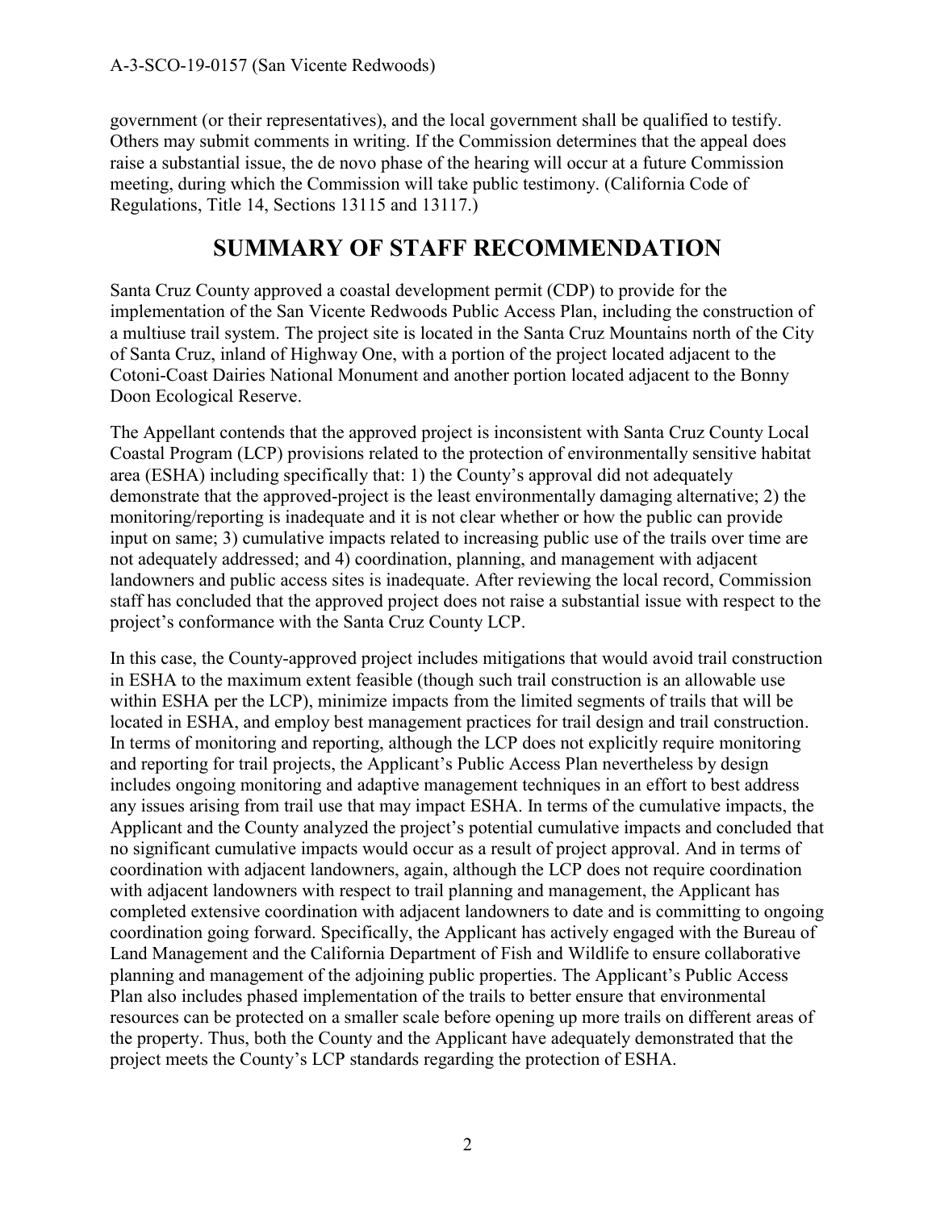government (or their representatives), and the local government shall be qualified to testify. Others may submit comments in writing. If the Commission determines that the appeal does raise a substantial issue, the de novo phase of the hearing will occur at a future Commission meeting, during which the Commission will take public testimony. (California Code of Regulations, Title 14, Sections 13115 and 13117.)

# SUMMARY OF STAFF RECOMMENDATION

Santa Cruz County approved a coastal development permit (CDP) to provide for the implementation of the San Vicente Redwoods Public Access Plan, including the construction of a multiuse trail system. The project site is located in the Santa Cruz Mountains north of the City of Santa Cruz, inland of Highway One, with a portion of the project located adjacent to the Cotoni-Coast Dairies National Monument and another portion located adjacent to the Bonny Doon Ecological Reserve.

The Appellant contends that the approved project is inconsistent with Santa Cruz County Local Coastal Program (LCP) provisions related to the protection of environmentally sensitive habitat area (ESHA) including specifically that: 1) the County's approval did not adequately demonstrate that the approved-project is the least environmentally damaging alternative; 2) the monitoring/reporting is inadequate and it is not clear whether or how the public can provide input on same; 3) cumulative impacts related to increasing public use of the trails over time are not adequately addressed; and 4) coordination, planning, and management with adjacent landowners and public access sites is inadequate. After reviewing the local record, Commission staff has concluded that the approved project does not raise a substantial issue with respect to the project's conformance with the Santa Cruz County LCP.

In this case, the County-approved project includes mitigations that would avoid trail construction in ESHA to the maximum extent feasible (though such trail construction is an allowable use within ESHA per the LCP), minimize impacts from the limited segments of trails that will be located in ESHA, and employ best management practices for trail design and trail construction. In terms of monitoring and reporting, although the LCP does not explicitly require monitoring and reporting for trail projects, the Applicant's Public Access Plan nevertheless by design includes ongoing monitoring and adaptive management techniques in an effort to best address any issues arising from trail use that may impact ESHA. In terms of the cumulative impacts, the Applicant and the County analyzed the project's potential cumulative impacts and concluded that no significant cumulative impacts would occur as a result of project approval. And in terms of coordination with adjacent landowners, again, although the LCP does not require coordination with adjacent landowners with respect to trail planning and management, the Applicant has completed extensive coordination with adjacent landowners to date and is committing to ongoing coordination going forward. Specifically, the Applicant has actively engaged with the Bureau of Land Management and the California Department of Fish and Wildlife to ensure collaborative planning and management of the adjoining public properties. The Applicant's Public Access Plan also includes phased implementation of the trails to better ensure that environmental resources can be protected on a smaller scale before opening up more trails on different areas of the property. Thus, both the County and the Applicant have adequately demonstrated that the project meets the County's LCP standards regarding the protection of ESHA.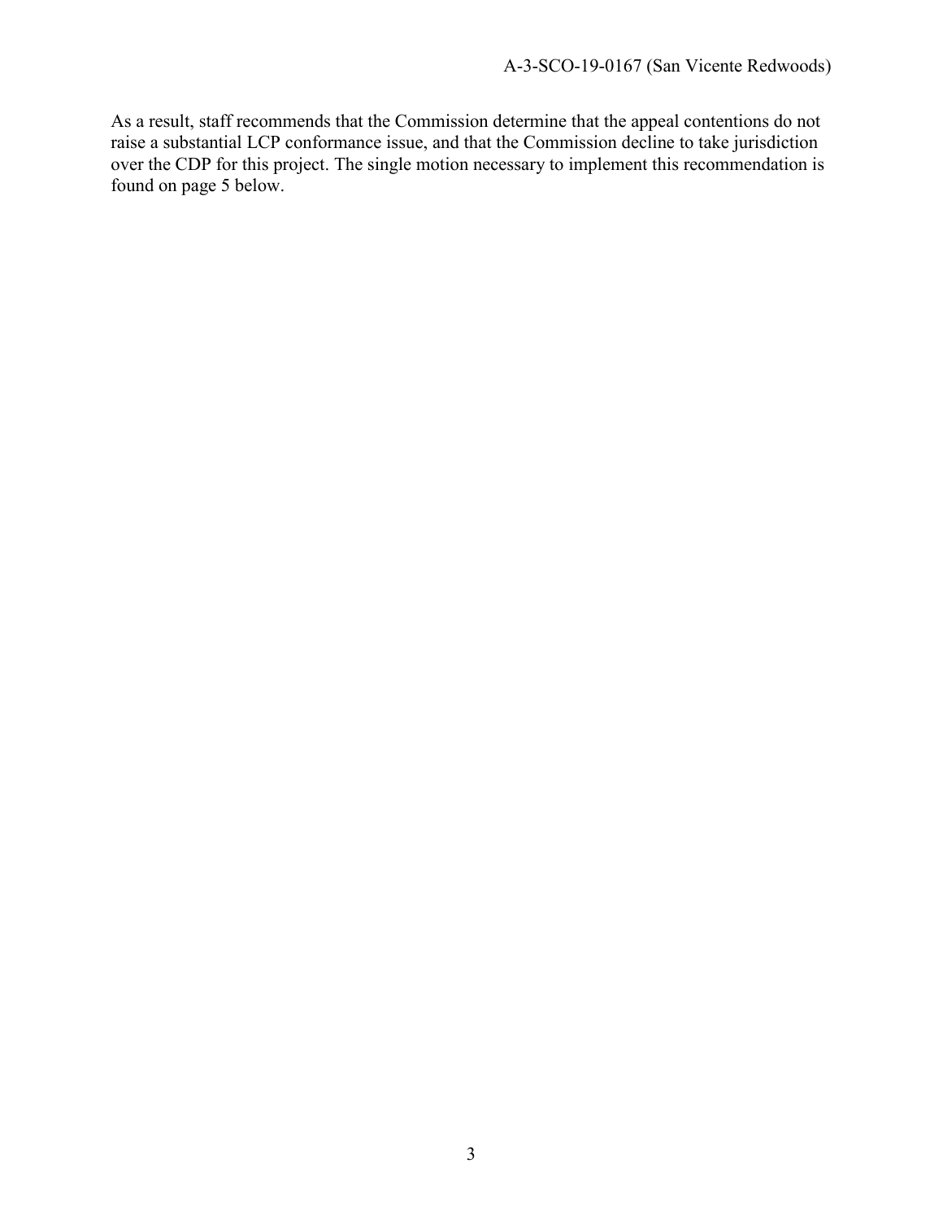As a result, staff recommends that the Commission determine that the appeal contentions do not raise a substantial LCP conformance issue, and that the Commission decline to take jurisdiction over the CDP for this project. The single motion necessary to implement this recommendation is found on page 5 below.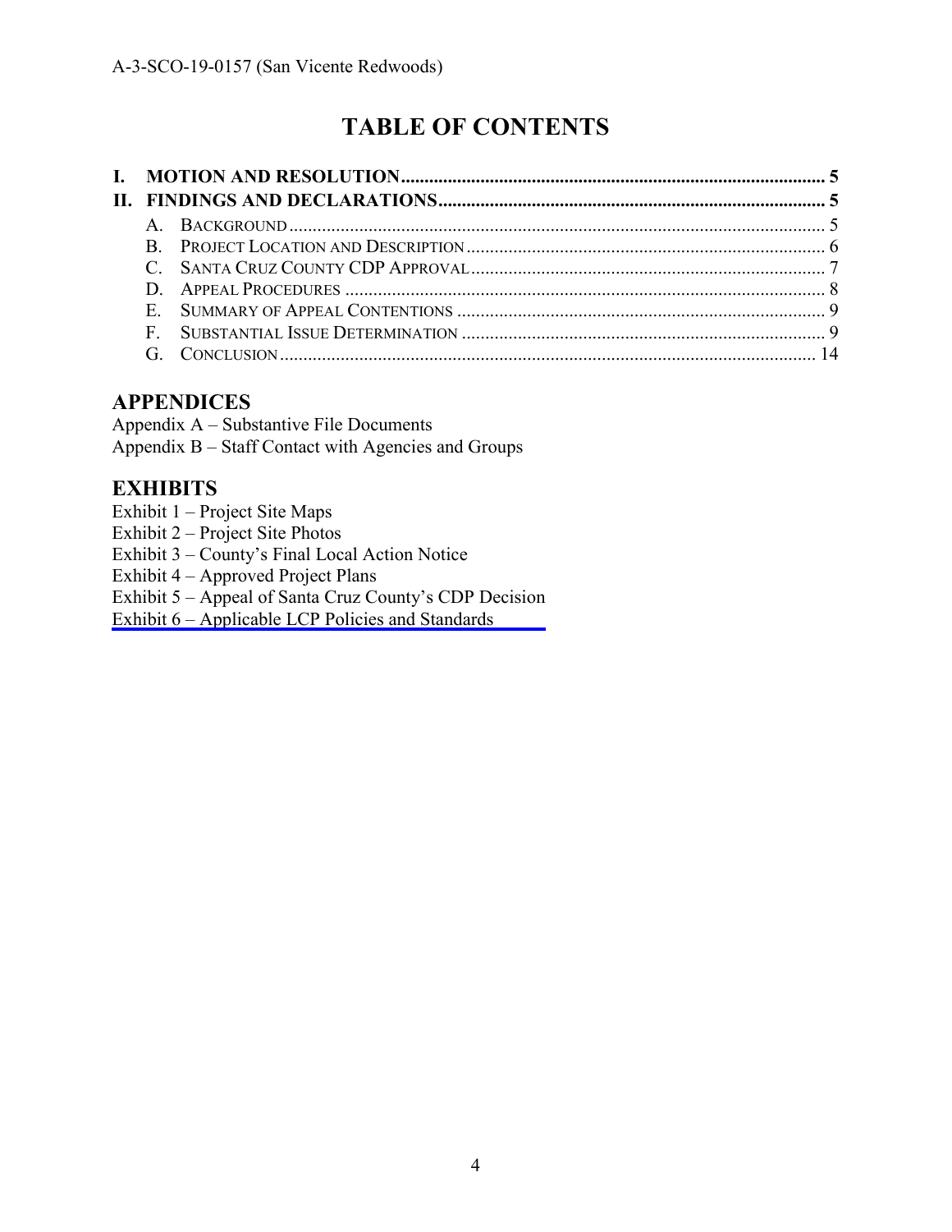# TABLE OF CONTENTS

**I. MOTION AND RESOLUTION** ........................................................................................... **5**

**II. FINDINGS AND DECLARATIONS** ................................................................................... **5**

- A. BACKGROUND ........................................................................................................... 5
- B. PROJECT LOCATION AND DESCRIPTION ..................................................................... 6
- C. SANTA CRUZ COUNTY CDP APPROVAL ..................................................................... 7
- D. APPEAL PROCEDURES ............................................................................................... 8
- E. SUMMARY OF APPEAL CONTENTIONS ....................................................................... 9
- F. SUBSTANTIAL ISSUE DETERMINATION ...................................................................... 9
- G. CONCLUSION ........................................................................................................... 14

## APPENDICES

Appendix A – Substantive File Documents
Appendix B – Staff Contact with Agencies and Groups

## EXHIBITS

Exhibit 1 – Project Site Maps
Exhibit 2 – Project Site Photos
Exhibit 3 – County's Final Local Action Notice
Exhibit 4 – Approved Project Plans
Exhibit 5 – Appeal of Santa Cruz County's CDP Decision
Exhibit 6 – Applicable LCP Policies and Standards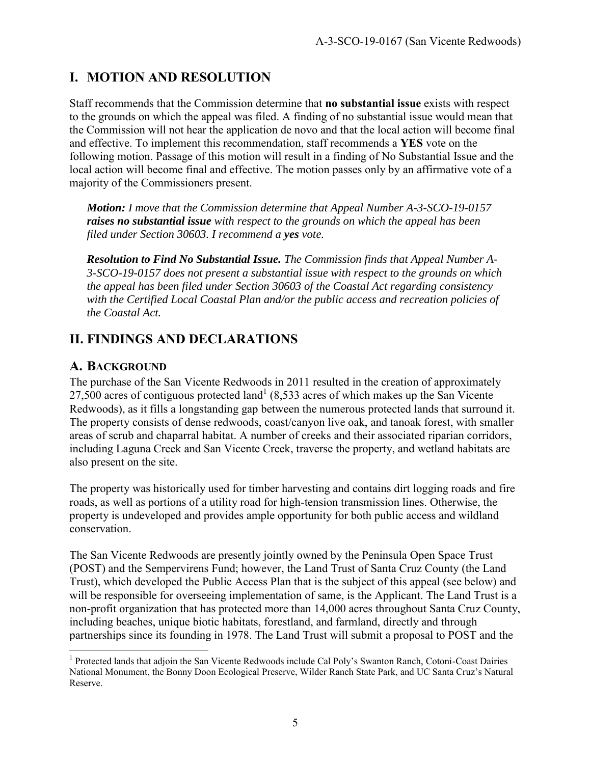# I. MOTION AND RESOLUTION

Staff recommends that the Commission determine that **no substantial issue** exists with respect to the grounds on which the appeal was filed. A finding of no substantial issue would mean that the Commission will not hear the application de novo and that the local action will become final and effective. To implement this recommendation, staff recommends a **YES** vote on the following motion. Passage of this motion will result in a finding of No Substantial Issue and the local action will become final and effective. The motion passes only by an affirmative vote of a majority of the Commissioners present.

> ***Motion:*** *I move that the Commission determine that Appeal Number A-3-SCO-19-0157* ***raises no substantial issue*** *with respect to the grounds on which the appeal has been filed under Section 30603. I recommend a* ***yes*** *vote.*
>
> ***Resolution to Find No Substantial Issue.*** *The Commission finds that Appeal Number A-3-SCO-19-0157 does not present a substantial issue with respect to the grounds on which the appeal has been filed under Section 30603 of the Coastal Act regarding consistency with the Certified Local Coastal Plan and/or the public access and recreation policies of the Coastal Act.*

# II. FINDINGS AND DECLARATIONS

## A. BACKGROUND

The purchase of the San Vicente Redwoods in 2011 resulted in the creation of approximately 27,500 acres of contiguous protected land[1] (8,533 acres of which makes up the San Vicente Redwoods), as it fills a longstanding gap between the numerous protected lands that surround it. The property consists of dense redwoods, coast/canyon live oak, and tanoak forest, with smaller areas of scrub and chaparral habitat. A number of creeks and their associated riparian corridors, including Laguna Creek and San Vicente Creek, traverse the property, and wetland habitats are also present on the site.

The property was historically used for timber harvesting and contains dirt logging roads and fire roads, as well as portions of a utility road for high-tension transmission lines. Otherwise, the property is undeveloped and provides ample opportunity for both public access and wildland conservation.

The San Vicente Redwoods are presently jointly owned by the Peninsula Open Space Trust (POST) and the Sempervirens Fund; however, the Land Trust of Santa Cruz County (the Land Trust), which developed the Public Access Plan that is the subject of this appeal (see below) and will be responsible for overseeing implementation of same, is the Applicant. The Land Trust is a non-profit organization that has protected more than 14,000 acres throughout Santa Cruz County, including beaches, unique biotic habitats, forestland, and farmland, directly and through partnerships since its founding in 1978. The Land Trust will submit a proposal to POST and the

---

[1] Protected lands that adjoin the San Vicente Redwoods include Cal Poly's Swanton Ranch, Cotoni-Coast Dairies National Monument, the Bonny Doon Ecological Preserve, Wilder Ranch State Park, and UC Santa Cruz's Natural Reserve.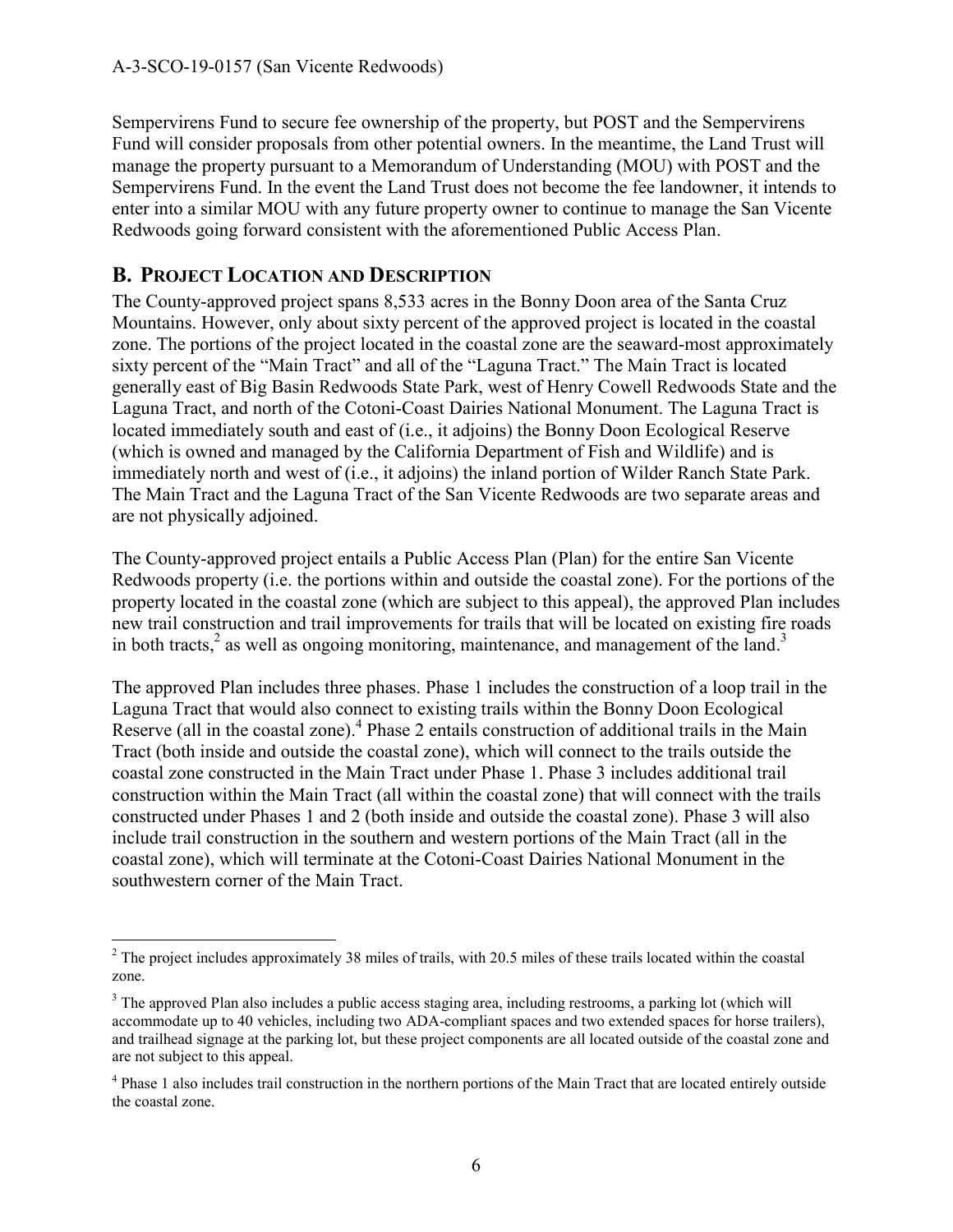Sempervirens Fund to secure fee ownership of the property, but POST and the Sempervirens Fund will consider proposals from other potential owners. In the meantime, the Land Trust will manage the property pursuant to a Memorandum of Understanding (MOU) with POST and the Sempervirens Fund. In the event the Land Trust does not become the fee landowner, it intends to enter into a similar MOU with any future property owner to continue to manage the San Vicente Redwoods going forward consistent with the aforementioned Public Access Plan.

## B. PROJECT LOCATION AND DESCRIPTION

The County-approved project spans 8,533 acres in the Bonny Doon area of the Santa Cruz Mountains. However, only about sixty percent of the approved project is located in the coastal zone. The portions of the project located in the coastal zone are the seaward-most approximately sixty percent of the "Main Tract" and all of the "Laguna Tract." The Main Tract is located generally east of Big Basin Redwoods State Park, west of Henry Cowell Redwoods State and the Laguna Tract, and north of the Cotoni-Coast Dairies National Monument. The Laguna Tract is located immediately south and east of (i.e., it adjoins) the Bonny Doon Ecological Reserve (which is owned and managed by the California Department of Fish and Wildlife) and is immediately north and west of (i.e., it adjoins) the inland portion of Wilder Ranch State Park. The Main Tract and the Laguna Tract of the San Vicente Redwoods are two separate areas and are not physically adjoined.

The County-approved project entails a Public Access Plan (Plan) for the entire San Vicente Redwoods property (i.e. the portions within and outside the coastal zone). For the portions of the property located in the coastal zone (which are subject to this appeal), the approved Plan includes new trail construction and trail improvements for trails that will be located on existing fire roads in both tracts,[2] as well as ongoing monitoring, maintenance, and management of the land.[3]

The approved Plan includes three phases. Phase 1 includes the construction of a loop trail in the Laguna Tract that would also connect to existing trails within the Bonny Doon Ecological Reserve (all in the coastal zone).[4] Phase 2 entails construction of additional trails in the Main Tract (both inside and outside the coastal zone), which will connect to the trails outside the coastal zone constructed in the Main Tract under Phase 1. Phase 3 includes additional trail construction within the Main Tract (all within the coastal zone) that will connect with the trails constructed under Phases 1 and 2 (both inside and outside the coastal zone). Phase 3 will also include trail construction in the southern and western portions of the Main Tract (all in the coastal zone), which will terminate at the Cotoni-Coast Dairies National Monument in the southwestern corner of the Main Tract.

---

[2] The project includes approximately 38 miles of trails, with 20.5 miles of these trails located within the coastal zone.

[3] The approved Plan also includes a public access staging area, including restrooms, a parking lot (which will accommodate up to 40 vehicles, including two ADA-compliant spaces and two extended spaces for horse trailers), and trailhead signage at the parking lot, but these project components are all located outside of the coastal zone and are not subject to this appeal.

[4] Phase 1 also includes trail construction in the northern portions of the Main Tract that are located entirely outside the coastal zone.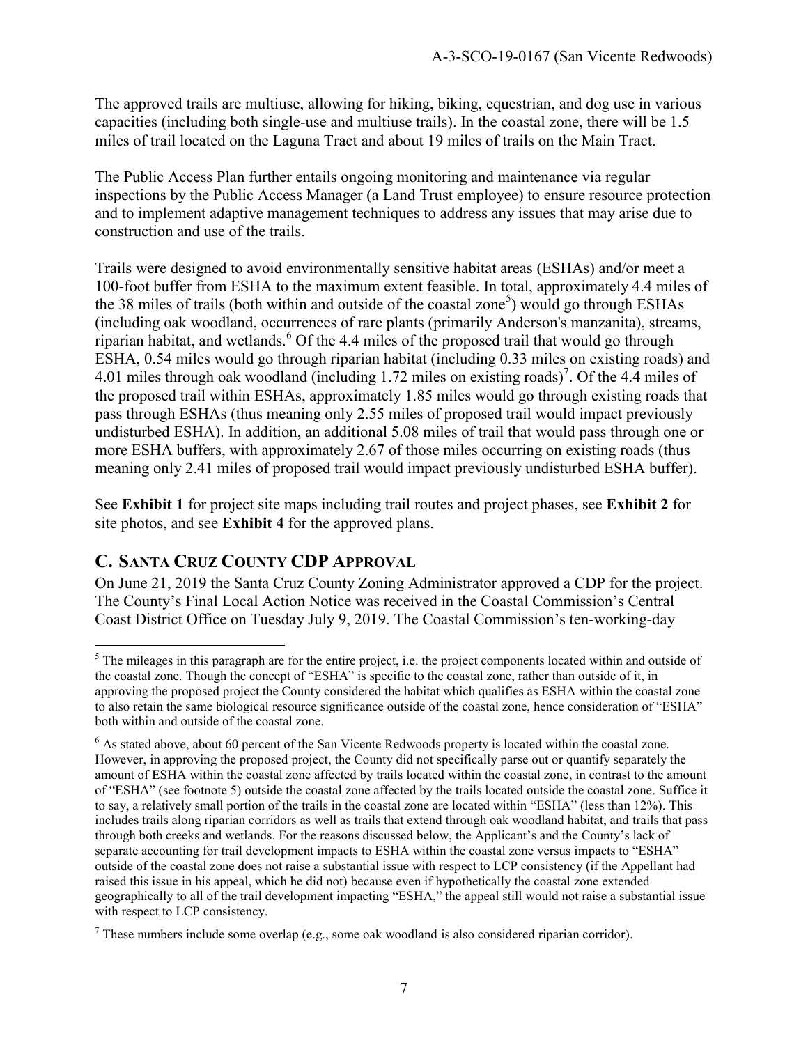The approved trails are multiuse, allowing for hiking, biking, equestrian, and dog use in various capacities (including both single-use and multiuse trails). In the coastal zone, there will be 1.5 miles of trail located on the Laguna Tract and about 19 miles of trails on the Main Tract.

The Public Access Plan further entails ongoing monitoring and maintenance via regular inspections by the Public Access Manager (a Land Trust employee) to ensure resource protection and to implement adaptive management techniques to address any issues that may arise due to construction and use of the trails.

Trails were designed to avoid environmentally sensitive habitat areas (ESHAs) and/or meet a 100-foot buffer from ESHA to the maximum extent feasible. In total, approximately 4.4 miles of the 38 miles of trails (both within and outside of the coastal zone[5]) would go through ESHAs (including oak woodland, occurrences of rare plants (primarily Anderson's manzanita), streams, riparian habitat, and wetlands.[6] Of the 4.4 miles of the proposed trail that would go through ESHA, 0.54 miles would go through riparian habitat (including 0.33 miles on existing roads) and 4.01 miles through oak woodland (including 1.72 miles on existing roads)[7]. Of the 4.4 miles of the proposed trail within ESHAs, approximately 1.85 miles would go through existing roads that pass through ESHAs (thus meaning only 2.55 miles of proposed trail would impact previously undisturbed ESHA). In addition, an additional 5.08 miles of trail that would pass through one or more ESHA buffers, with approximately 2.67 of those miles occurring on existing roads (thus meaning only 2.41 miles of proposed trail would impact previously undisturbed ESHA buffer).

See **Exhibit 1** for project site maps including trail routes and project phases, see **Exhibit 2** for site photos, and see **Exhibit 4** for the approved plans.

## C. SANTA CRUZ COUNTY CDP APPROVAL

On June 21, 2019 the Santa Cruz County Zoning Administrator approved a CDP for the project. The County's Final Local Action Notice was received in the Coastal Commission's Central Coast District Office on Tuesday July 9, 2019. The Coastal Commission's ten-working-day

---

[5] The mileages in this paragraph are for the entire project, i.e. the project components located within and outside of the coastal zone. Though the concept of "ESHA" is specific to the coastal zone, rather than outside of it, in approving the proposed project the County considered the habitat which qualifies as ESHA within the coastal zone to also retain the same biological resource significance outside of the coastal zone, hence consideration of "ESHA" both within and outside of the coastal zone.

[6] As stated above, about 60 percent of the San Vicente Redwoods property is located within the coastal zone. However, in approving the proposed project, the County did not specifically parse out or quantify separately the amount of ESHA within the coastal zone affected by trails located within the coastal zone, in contrast to the amount of "ESHA" (see footnote 5) outside the coastal zone affected by the trails located outside the coastal zone. Suffice it to say, a relatively small portion of the trails in the coastal zone are located within "ESHA" (less than 12%). This includes trails along riparian corridors as well as trails that extend through oak woodland habitat, and trails that pass through both creeks and wetlands. For the reasons discussed below, the Applicant's and the County's lack of separate accounting for trail development impacts to ESHA within the coastal zone versus impacts to "ESHA" outside of the coastal zone does not raise a substantial issue with respect to LCP consistency (if the Appellant had raised this issue in his appeal, which he did not) because even if hypothetically the coastal zone extended geographically to all of the trail development impacting "ESHA," the appeal still would not raise a substantial issue with respect to LCP consistency.

[7] These numbers include some overlap (e.g., some oak woodland is also considered riparian corridor).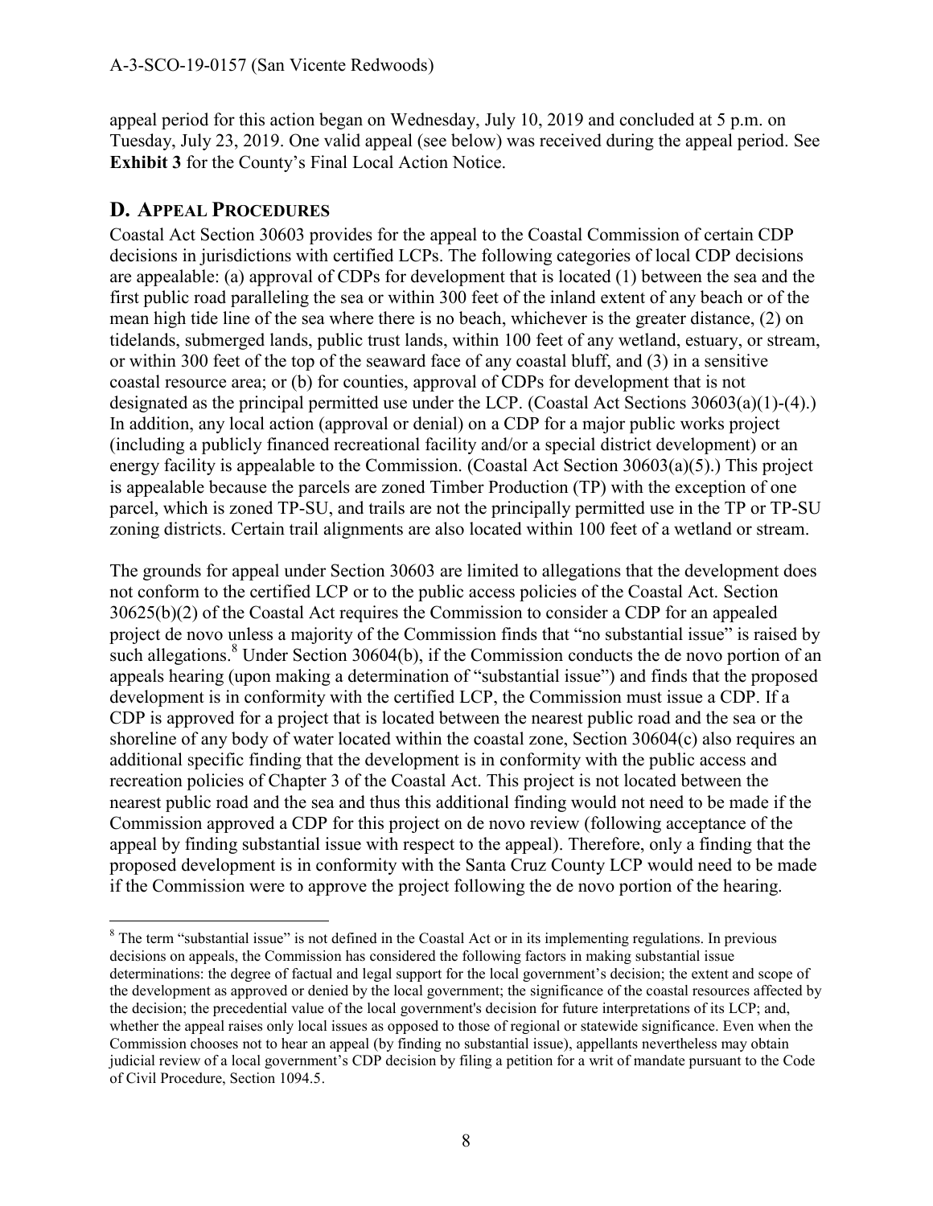appeal period for this action began on Wednesday, July 10, 2019 and concluded at 5 p.m. on Tuesday, July 23, 2019. One valid appeal (see below) was received during the appeal period. See **Exhibit 3** for the County's Final Local Action Notice.

## D. Appeal Procedures

Coastal Act Section 30603 provides for the appeal to the Coastal Commission of certain CDP decisions in jurisdictions with certified LCPs. The following categories of local CDP decisions are appealable: (a) approval of CDPs for development that is located (1) between the sea and the first public road paralleling the sea or within 300 feet of the inland extent of any beach or of the mean high tide line of the sea where there is no beach, whichever is the greater distance, (2) on tidelands, submerged lands, public trust lands, within 100 feet of any wetland, estuary, or stream, or within 300 feet of the top of the seaward face of any coastal bluff, and (3) in a sensitive coastal resource area; or (b) for counties, approval of CDPs for development that is not designated as the principal permitted use under the LCP. (Coastal Act Sections 30603(a)(1)-(4).) In addition, any local action (approval or denial) on a CDP for a major public works project (including a publicly financed recreational facility and/or a special district development) or an energy facility is appealable to the Commission. (Coastal Act Section 30603(a)(5).) This project is appealable because the parcels are zoned Timber Production (TP) with the exception of one parcel, which is zoned TP-SU, and trails are not the principally permitted use in the TP or TP-SU zoning districts. Certain trail alignments are also located within 100 feet of a wetland or stream.

The grounds for appeal under Section 30603 are limited to allegations that the development does not conform to the certified LCP or to the public access policies of the Coastal Act. Section 30625(b)(2) of the Coastal Act requires the Commission to consider a CDP for an appealed project de novo unless a majority of the Commission finds that "no substantial issue" is raised by such allegations.[8] Under Section 30604(b), if the Commission conducts the de novo portion of an appeals hearing (upon making a determination of "substantial issue") and finds that the proposed development is in conformity with the certified LCP, the Commission must issue a CDP. If a CDP is approved for a project that is located between the nearest public road and the sea or the shoreline of any body of water located within the coastal zone, Section 30604(c) also requires an additional specific finding that the development is in conformity with the public access and recreation policies of Chapter 3 of the Coastal Act. This project is not located between the nearest public road and the sea and thus this additional finding would not need to be made if the Commission approved a CDP for this project on de novo review (following acceptance of the appeal by finding substantial issue with respect to the appeal). Therefore, only a finding that the proposed development is in conformity with the Santa Cruz County LCP would need to be made if the Commission were to approve the project following the de novo portion of the hearing.

[8] The term "substantial issue" is not defined in the Coastal Act or in its implementing regulations. In previous decisions on appeals, the Commission has considered the following factors in making substantial issue determinations: the degree of factual and legal support for the local government's decision; the extent and scope of the development as approved or denied by the local government; the significance of the coastal resources affected by the decision; the precedential value of the local government's decision for future interpretations of its LCP; and, whether the appeal raises only local issues as opposed to those of regional or statewide significance. Even when the Commission chooses not to hear an appeal (by finding no substantial issue), appellants nevertheless may obtain judicial review of a local government's CDP decision by filing a petition for a writ of mandate pursuant to the Code of Civil Procedure, Section 1094.5.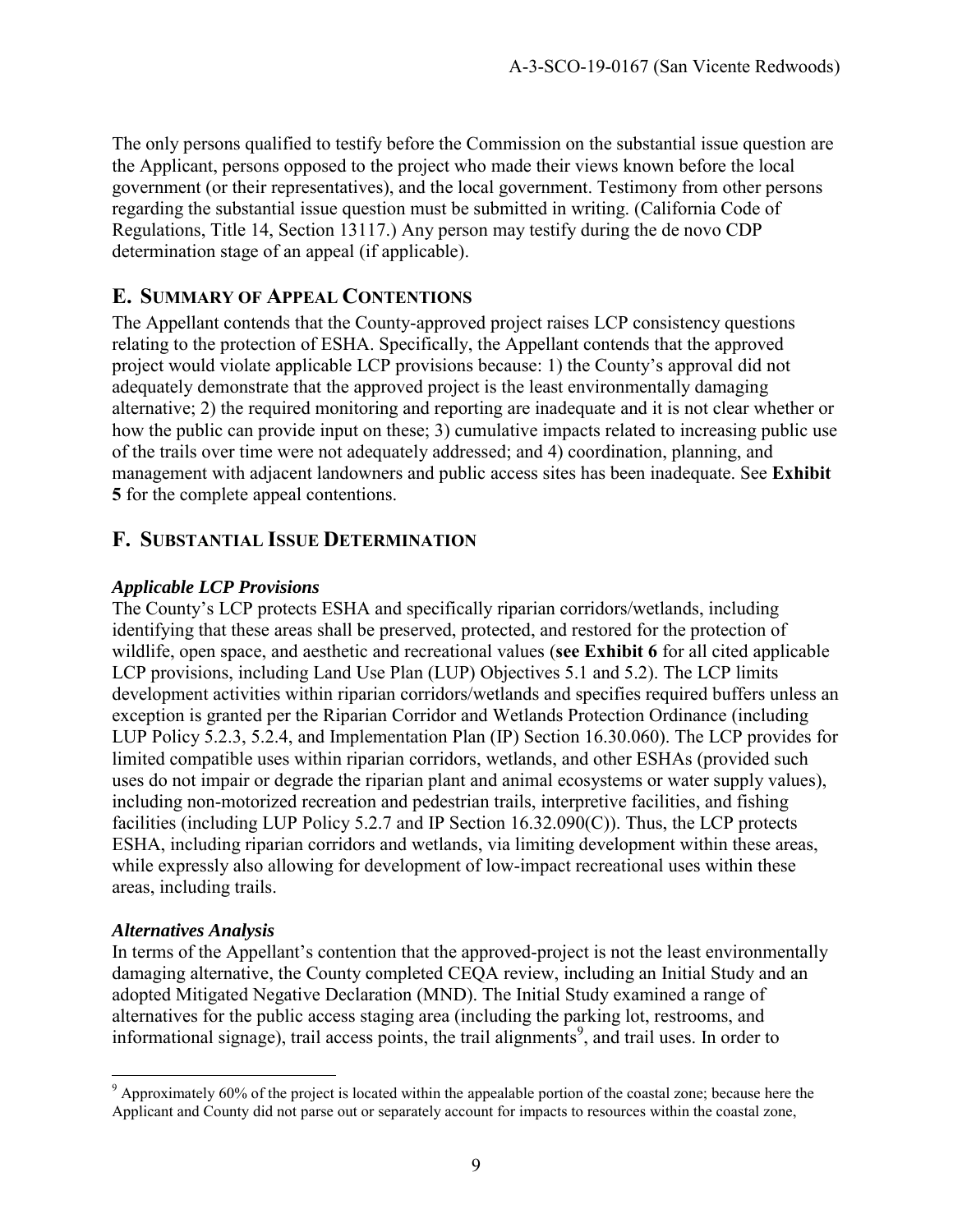The only persons qualified to testify before the Commission on the substantial issue question are the Applicant, persons opposed to the project who made their views known before the local government (or their representatives), and the local government. Testimony from other persons regarding the substantial issue question must be submitted in writing. (California Code of Regulations, Title 14, Section 13117.) Any person may testify during the de novo CDP determination stage of an appeal (if applicable).

## E. SUMMARY OF APPEAL CONTENTIONS

The Appellant contends that the County-approved project raises LCP consistency questions relating to the protection of ESHA. Specifically, the Appellant contends that the approved project would violate applicable LCP provisions because: 1) the County's approval did not adequately demonstrate that the approved project is the least environmentally damaging alternative; 2) the required monitoring and reporting are inadequate and it is not clear whether or how the public can provide input on these; 3) cumulative impacts related to increasing public use of the trails over time were not adequately addressed; and 4) coordination, planning, and management with adjacent landowners and public access sites has been inadequate. See **Exhibit 5** for the complete appeal contentions.

## F. SUBSTANTIAL ISSUE DETERMINATION

### *Applicable LCP Provisions*

The County's LCP protects ESHA and specifically riparian corridors/wetlands, including identifying that these areas shall be preserved, protected, and restored for the protection of wildlife, open space, and aesthetic and recreational values (**see Exhibit 6** for all cited applicable LCP provisions, including Land Use Plan (LUP) Objectives 5.1 and 5.2). The LCP limits development activities within riparian corridors/wetlands and specifies required buffers unless an exception is granted per the Riparian Corridor and Wetlands Protection Ordinance (including LUP Policy 5.2.3, 5.2.4, and Implementation Plan (IP) Section 16.30.060). The LCP provides for limited compatible uses within riparian corridors, wetlands, and other ESHAs (provided such uses do not impair or degrade the riparian plant and animal ecosystems or water supply values), including non-motorized recreation and pedestrian trails, interpretive facilities, and fishing facilities (including LUP Policy 5.2.7 and IP Section 16.32.090(C)). Thus, the LCP protects ESHA, including riparian corridors and wetlands, via limiting development within these areas, while expressly also allowing for development of low-impact recreational uses within these areas, including trails.

### *Alternatives Analysis*

In terms of the Appellant's contention that the approved-project is not the least environmentally damaging alternative, the County completed CEQA review, including an Initial Study and an adopted Mitigated Negative Declaration (MND). The Initial Study examined a range of alternatives for the public access staging area (including the parking lot, restrooms, and informational signage), trail access points, the trail alignments[9], and trail uses. In order to

---

[9] Approximately 60% of the project is located within the appealable portion of the coastal zone; because here the Applicant and County did not parse out or separately account for impacts to resources within the coastal zone,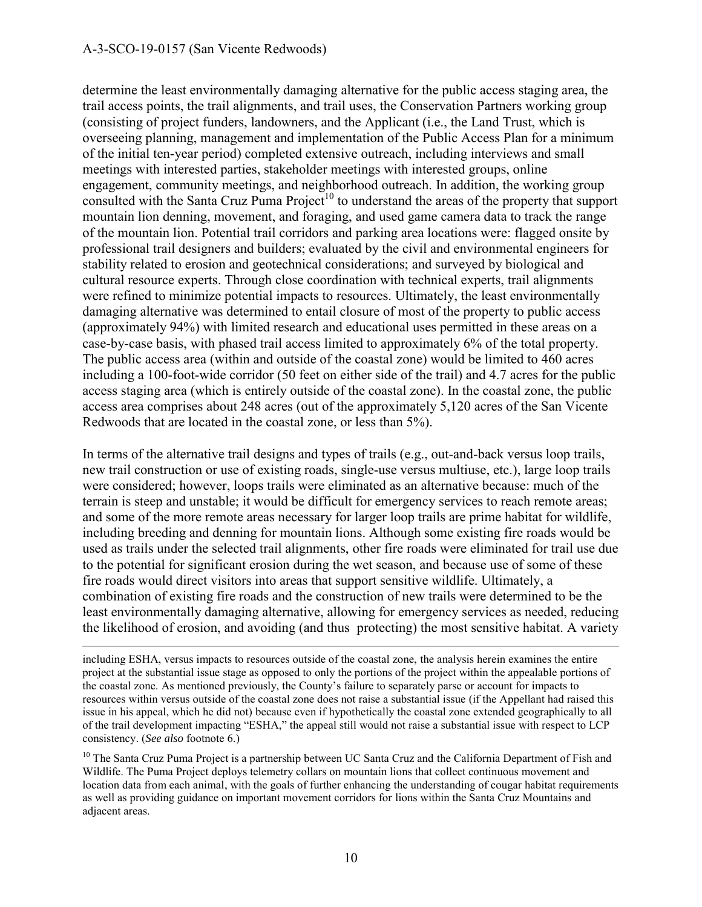determine the least environmentally damaging alternative for the public access staging area, the trail access points, the trail alignments, and trail uses, the Conservation Partners working group (consisting of project funders, landowners, and the Applicant (i.e., the Land Trust, which is overseeing planning, management and implementation of the Public Access Plan for a minimum of the initial ten-year period) completed extensive outreach, including interviews and small meetings with interested parties, stakeholder meetings with interested groups, online engagement, community meetings, and neighborhood outreach. In addition, the working group consulted with the Santa Cruz Puma Project[10] to understand the areas of the property that support mountain lion denning, movement, and foraging, and used game camera data to track the range of the mountain lion. Potential trail corridors and parking area locations were: flagged onsite by professional trail designers and builders; evaluated by the civil and environmental engineers for stability related to erosion and geotechnical considerations; and surveyed by biological and cultural resource experts. Through close coordination with technical experts, trail alignments were refined to minimize potential impacts to resources. Ultimately, the least environmentally damaging alternative was determined to entail closure of most of the property to public access (approximately 94%) with limited research and educational uses permitted in these areas on a case-by-case basis, with phased trail access limited to approximately 6% of the total property. The public access area (within and outside of the coastal zone) would be limited to 460 acres including a 100-foot-wide corridor (50 feet on either side of the trail) and 4.7 acres for the public access staging area (which is entirely outside of the coastal zone). In the coastal zone, the public access area comprises about 248 acres (out of the approximately 5,120 acres of the San Vicente Redwoods that are located in the coastal zone, or less than 5%).

In terms of the alternative trail designs and types of trails (e.g., out-and-back versus loop trails, new trail construction or use of existing roads, single-use versus multiuse, etc.), large loop trails were considered; however, loops trails were eliminated as an alternative because: much of the terrain is steep and unstable; it would be difficult for emergency services to reach remote areas; and some of the more remote areas necessary for larger loop trails are prime habitat for wildlife, including breeding and denning for mountain lions. Although some existing fire roads would be used as trails under the selected trail alignments, other fire roads were eliminated for trail use due to the potential for significant erosion during the wet season, and because use of some of these fire roads would direct visitors into areas that support sensitive wildlife. Ultimately, a combination of existing fire roads and the construction of new trails were determined to be the least environmentally damaging alternative, allowing for emergency services as needed, reducing the likelihood of erosion, and avoiding (and thus protecting) the most sensitive habitat. A variety

---

including ESHA, versus impacts to resources outside of the coastal zone, the analysis herein examines the entire project at the substantial issue stage as opposed to only the portions of the project within the appealable portions of the coastal zone. As mentioned previously, the County's failure to separately parse or account for impacts to resources within versus outside of the coastal zone does not raise a substantial issue (if the Appellant had raised this issue in his appeal, which he did not) because even if hypothetically the coastal zone extended geographically to all of the trail development impacting "ESHA," the appeal still would not raise a substantial issue with respect to LCP consistency. (*See also* footnote 6.)

[10] The Santa Cruz Puma Project is a partnership between UC Santa Cruz and the California Department of Fish and Wildlife. The Puma Project deploys telemetry collars on mountain lions that collect continuous movement and location data from each animal, with the goals of further enhancing the understanding of cougar habitat requirements as well as providing guidance on important movement corridors for lions within the Santa Cruz Mountains and adjacent areas.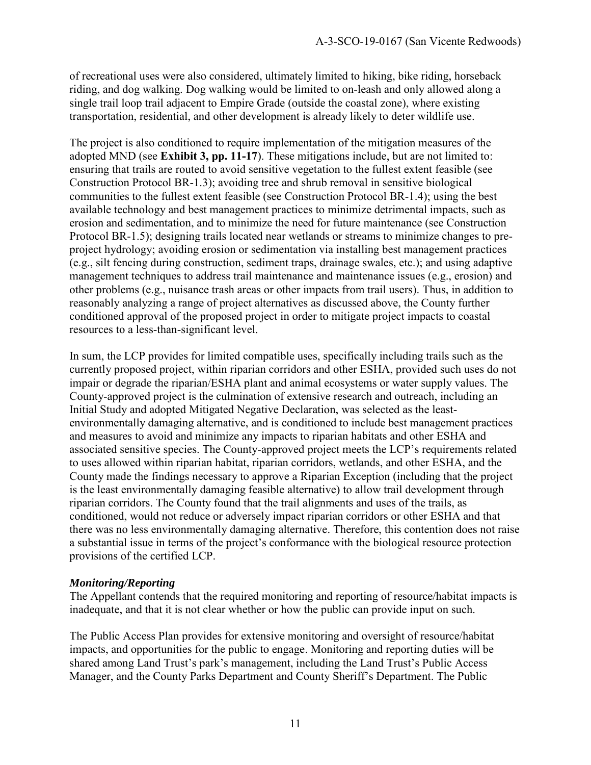of recreational uses were also considered, ultimately limited to hiking, bike riding, horseback riding, and dog walking. Dog walking would be limited to on-leash and only allowed along a single trail loop trail adjacent to Empire Grade (outside the coastal zone), where existing transportation, residential, and other development is already likely to deter wildlife use.

The project is also conditioned to require implementation of the mitigation measures of the adopted MND (see **Exhibit 3, pp. 11-17**). These mitigations include, but are not limited to: ensuring that trails are routed to avoid sensitive vegetation to the fullest extent feasible (see Construction Protocol BR-1.3); avoiding tree and shrub removal in sensitive biological communities to the fullest extent feasible (see Construction Protocol BR-1.4); using the best available technology and best management practices to minimize detrimental impacts, such as erosion and sedimentation, and to minimize the need for future maintenance (see Construction Protocol BR-1.5); designing trails located near wetlands or streams to minimize changes to pre-project hydrology; avoiding erosion or sedimentation via installing best management practices (e.g., silt fencing during construction, sediment traps, drainage swales, etc.); and using adaptive management techniques to address trail maintenance and maintenance issues (e.g., erosion) and other problems (e.g., nuisance trash areas or other impacts from trail users). Thus, in addition to reasonably analyzing a range of project alternatives as discussed above, the County further conditioned approval of the proposed project in order to mitigate project impacts to coastal resources to a less-than-significant level.

In sum, the LCP provides for limited compatible uses, specifically including trails such as the currently proposed project, within riparian corridors and other ESHA, provided such uses do not impair or degrade the riparian/ESHA plant and animal ecosystems or water supply values. The County-approved project is the culmination of extensive research and outreach, including an Initial Study and adopted Mitigated Negative Declaration, was selected as the least-environmentally damaging alternative, and is conditioned to include best management practices and measures to avoid and minimize any impacts to riparian habitats and other ESHA and associated sensitive species. The County-approved project meets the LCP's requirements related to uses allowed within riparian habitat, riparian corridors, wetlands, and other ESHA, and the County made the findings necessary to approve a Riparian Exception (including that the project is the least environmentally damaging feasible alternative) to allow trail development through riparian corridors. The County found that the trail alignments and uses of the trails, as conditioned, would not reduce or adversely impact riparian corridors or other ESHA and that there was no less environmentally damaging alternative. Therefore, this contention does not raise a substantial issue in terms of the project's conformance with the biological resource protection provisions of the certified LCP.

***Monitoring/Reporting***

The Appellant contends that the required monitoring and reporting of resource/habitat impacts is inadequate, and that it is not clear whether or how the public can provide input on such.

The Public Access Plan provides for extensive monitoring and oversight of resource/habitat impacts, and opportunities for the public to engage. Monitoring and reporting duties will be shared among Land Trust's park's management, including the Land Trust's Public Access Manager, and the County Parks Department and County Sheriff's Department. The Public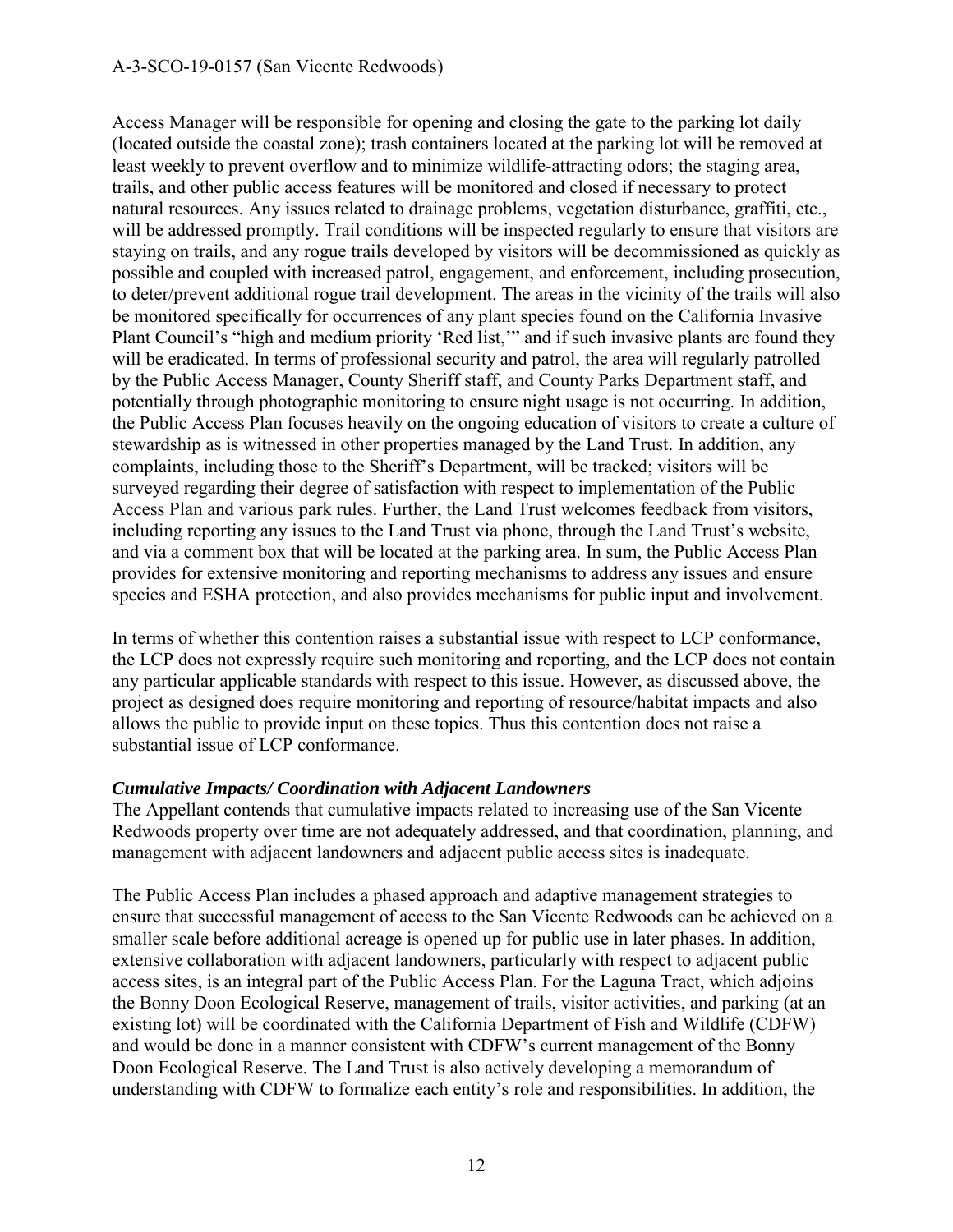Access Manager will be responsible for opening and closing the gate to the parking lot daily (located outside the coastal zone); trash containers located at the parking lot will be removed at least weekly to prevent overflow and to minimize wildlife-attracting odors; the staging area, trails, and other public access features will be monitored and closed if necessary to protect natural resources. Any issues related to drainage problems, vegetation disturbance, graffiti, etc., will be addressed promptly. Trail conditions will be inspected regularly to ensure that visitors are staying on trails, and any rogue trails developed by visitors will be decommissioned as quickly as possible and coupled with increased patrol, engagement, and enforcement, including prosecution, to deter/prevent additional rogue trail development. The areas in the vicinity of the trails will also be monitored specifically for occurrences of any plant species found on the California Invasive Plant Council's "high and medium priority 'Red list,'" and if such invasive plants are found they will be eradicated. In terms of professional security and patrol, the area will regularly patrolled by the Public Access Manager, County Sheriff staff, and County Parks Department staff, and potentially through photographic monitoring to ensure night usage is not occurring. In addition, the Public Access Plan focuses heavily on the ongoing education of visitors to create a culture of stewardship as is witnessed in other properties managed by the Land Trust. In addition, any complaints, including those to the Sheriff's Department, will be tracked; visitors will be surveyed regarding their degree of satisfaction with respect to implementation of the Public Access Plan and various park rules. Further, the Land Trust welcomes feedback from visitors, including reporting any issues to the Land Trust via phone, through the Land Trust's website, and via a comment box that will be located at the parking area. In sum, the Public Access Plan provides for extensive monitoring and reporting mechanisms to address any issues and ensure species and ESHA protection, and also provides mechanisms for public input and involvement.

In terms of whether this contention raises a substantial issue with respect to LCP conformance, the LCP does not expressly require such monitoring and reporting, and the LCP does not contain any particular applicable standards with respect to this issue. However, as discussed above, the project as designed does require monitoring and reporting of resource/habitat impacts and also allows the public to provide input on these topics. Thus this contention does not raise a substantial issue of LCP conformance.

***Cumulative Impacts/ Coordination with Adjacent Landowners***

The Appellant contends that cumulative impacts related to increasing use of the San Vicente Redwoods property over time are not adequately addressed, and that coordination, planning, and management with adjacent landowners and adjacent public access sites is inadequate.

The Public Access Plan includes a phased approach and adaptive management strategies to ensure that successful management of access to the San Vicente Redwoods can be achieved on a smaller scale before additional acreage is opened up for public use in later phases. In addition, extensive collaboration with adjacent landowners, particularly with respect to adjacent public access sites, is an integral part of the Public Access Plan. For the Laguna Tract, which adjoins the Bonny Doon Ecological Reserve, management of trails, visitor activities, and parking (at an existing lot) will be coordinated with the California Department of Fish and Wildlife (CDFW) and would be done in a manner consistent with CDFW's current management of the Bonny Doon Ecological Reserve. The Land Trust is also actively developing a memorandum of understanding with CDFW to formalize each entity's role and responsibilities. In addition, the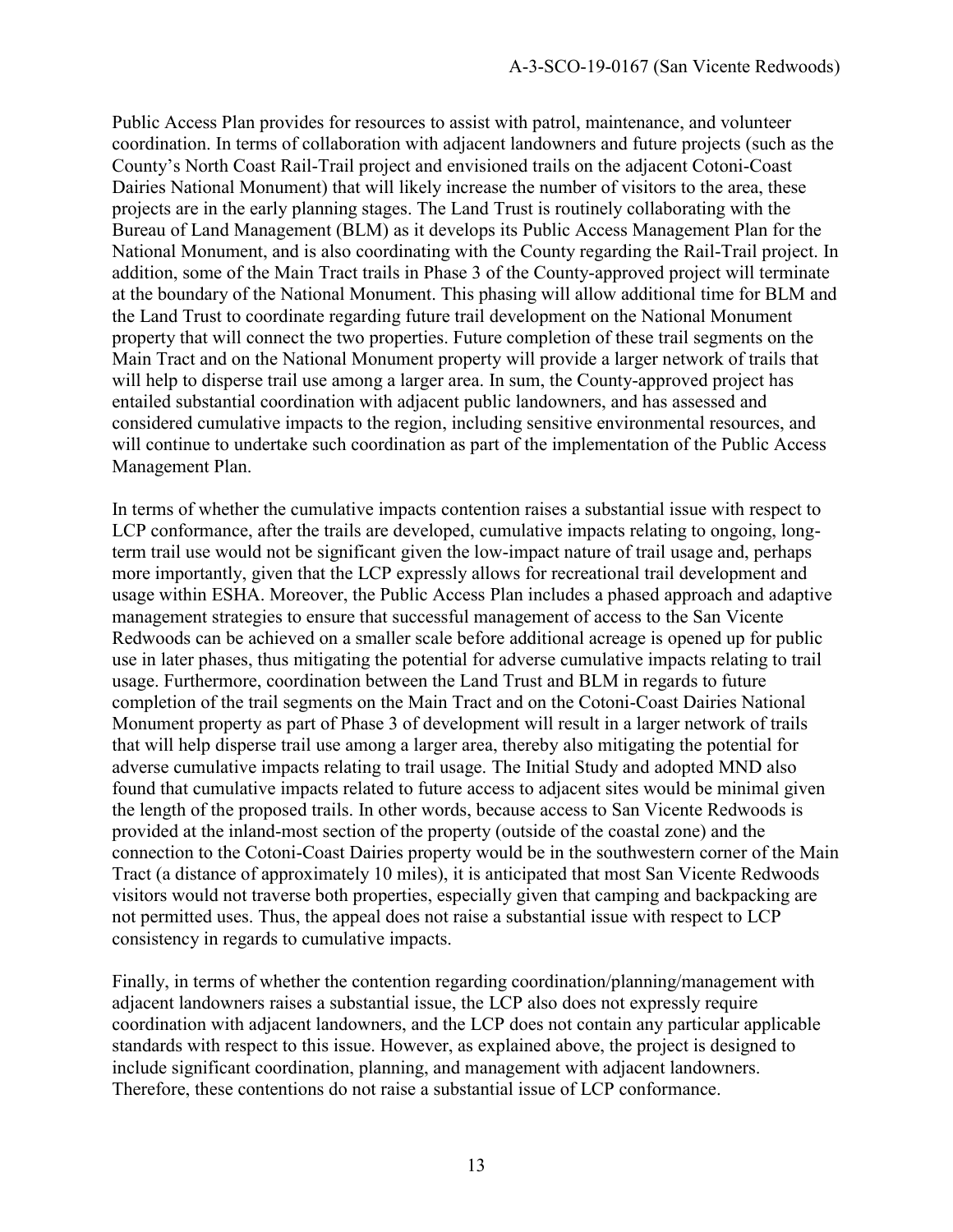Public Access Plan provides for resources to assist with patrol, maintenance, and volunteer coordination. In terms of collaboration with adjacent landowners and future projects (such as the County's North Coast Rail-Trail project and envisioned trails on the adjacent Cotoni-Coast Dairies National Monument) that will likely increase the number of visitors to the area, these projects are in the early planning stages. The Land Trust is routinely collaborating with the Bureau of Land Management (BLM) as it develops its Public Access Management Plan for the National Monument, and is also coordinating with the County regarding the Rail-Trail project. In addition, some of the Main Tract trails in Phase 3 of the County-approved project will terminate at the boundary of the National Monument. This phasing will allow additional time for BLM and the Land Trust to coordinate regarding future trail development on the National Monument property that will connect the two properties. Future completion of these trail segments on the Main Tract and on the National Monument property will provide a larger network of trails that will help to disperse trail use among a larger area. In sum, the County-approved project has entailed substantial coordination with adjacent public landowners, and has assessed and considered cumulative impacts to the region, including sensitive environmental resources, and will continue to undertake such coordination as part of the implementation of the Public Access Management Plan.

In terms of whether the cumulative impacts contention raises a substantial issue with respect to LCP conformance, after the trails are developed, cumulative impacts relating to ongoing, long-term trail use would not be significant given the low-impact nature of trail usage and, perhaps more importantly, given that the LCP expressly allows for recreational trail development and usage within ESHA. Moreover, the Public Access Plan includes a phased approach and adaptive management strategies to ensure that successful management of access to the San Vicente Redwoods can be achieved on a smaller scale before additional acreage is opened up for public use in later phases, thus mitigating the potential for adverse cumulative impacts relating to trail usage. Furthermore, coordination between the Land Trust and BLM in regards to future completion of the trail segments on the Main Tract and on the Cotoni-Coast Dairies National Monument property as part of Phase 3 of development will result in a larger network of trails that will help disperse trail use among a larger area, thereby also mitigating the potential for adverse cumulative impacts relating to trail usage. The Initial Study and adopted MND also found that cumulative impacts related to future access to adjacent sites would be minimal given the length of the proposed trails. In other words, because access to San Vicente Redwoods is provided at the inland-most section of the property (outside of the coastal zone) and the connection to the Cotoni-Coast Dairies property would be in the southwestern corner of the Main Tract (a distance of approximately 10 miles), it is anticipated that most San Vicente Redwoods visitors would not traverse both properties, especially given that camping and backpacking are not permitted uses. Thus, the appeal does not raise a substantial issue with respect to LCP consistency in regards to cumulative impacts.

Finally, in terms of whether the contention regarding coordination/planning/management with adjacent landowners raises a substantial issue, the LCP also does not expressly require coordination with adjacent landowners, and the LCP does not contain any particular applicable standards with respect to this issue. However, as explained above, the project is designed to include significant coordination, planning, and management with adjacent landowners. Therefore, these contentions do not raise a substantial issue of LCP conformance.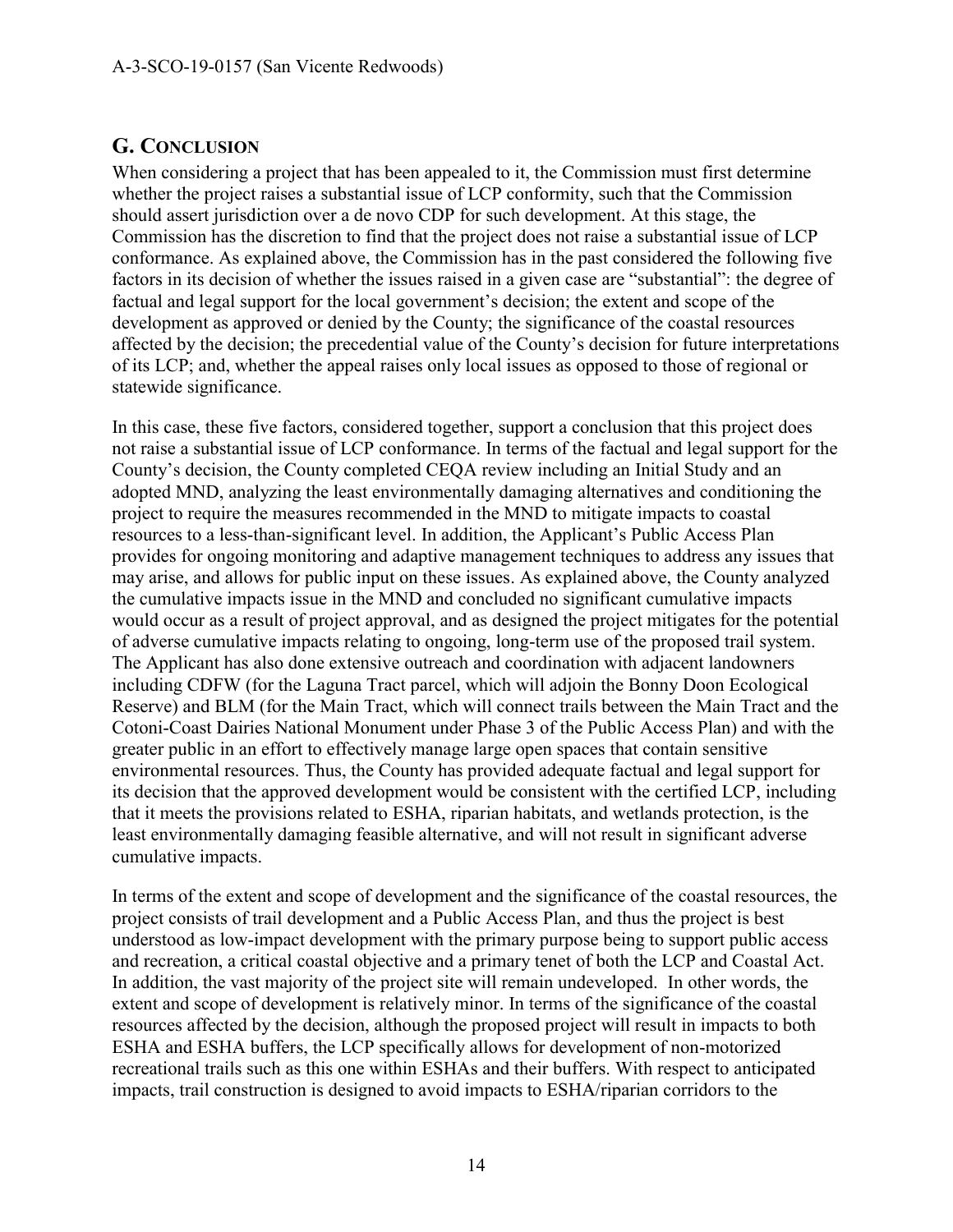## G. CONCLUSION

When considering a project that has been appealed to it, the Commission must first determine whether the project raises a substantial issue of LCP conformity, such that the Commission should assert jurisdiction over a de novo CDP for such development. At this stage, the Commission has the discretion to find that the project does not raise a substantial issue of LCP conformance. As explained above, the Commission has in the past considered the following five factors in its decision of whether the issues raised in a given case are "substantial": the degree of factual and legal support for the local government's decision; the extent and scope of the development as approved or denied by the County; the significance of the coastal resources affected by the decision; the precedential value of the County's decision for future interpretations of its LCP; and, whether the appeal raises only local issues as opposed to those of regional or statewide significance.

In this case, these five factors, considered together, support a conclusion that this project does not raise a substantial issue of LCP conformance. In terms of the factual and legal support for the County's decision, the County completed CEQA review including an Initial Study and an adopted MND, analyzing the least environmentally damaging alternatives and conditioning the project to require the measures recommended in the MND to mitigate impacts to coastal resources to a less-than-significant level. In addition, the Applicant's Public Access Plan provides for ongoing monitoring and adaptive management techniques to address any issues that may arise, and allows for public input on these issues. As explained above, the County analyzed the cumulative impacts issue in the MND and concluded no significant cumulative impacts would occur as a result of project approval, and as designed the project mitigates for the potential of adverse cumulative impacts relating to ongoing, long-term use of the proposed trail system. The Applicant has also done extensive outreach and coordination with adjacent landowners including CDFW (for the Laguna Tract parcel, which will adjoin the Bonny Doon Ecological Reserve) and BLM (for the Main Tract, which will connect trails between the Main Tract and the Cotoni-Coast Dairies National Monument under Phase 3 of the Public Access Plan) and with the greater public in an effort to effectively manage large open spaces that contain sensitive environmental resources. Thus, the County has provided adequate factual and legal support for its decision that the approved development would be consistent with the certified LCP, including that it meets the provisions related to ESHA, riparian habitats, and wetlands protection, is the least environmentally damaging feasible alternative, and will not result in significant adverse cumulative impacts.

In terms of the extent and scope of development and the significance of the coastal resources, the project consists of trail development and a Public Access Plan, and thus the project is best understood as low-impact development with the primary purpose being to support public access and recreation, a critical coastal objective and a primary tenet of both the LCP and Coastal Act. In addition, the vast majority of the project site will remain undeveloped. In other words, the extent and scope of development is relatively minor. In terms of the significance of the coastal resources affected by the decision, although the proposed project will result in impacts to both ESHA and ESHA buffers, the LCP specifically allows for development of non-motorized recreational trails such as this one within ESHAs and their buffers. With respect to anticipated impacts, trail construction is designed to avoid impacts to ESHA/riparian corridors to the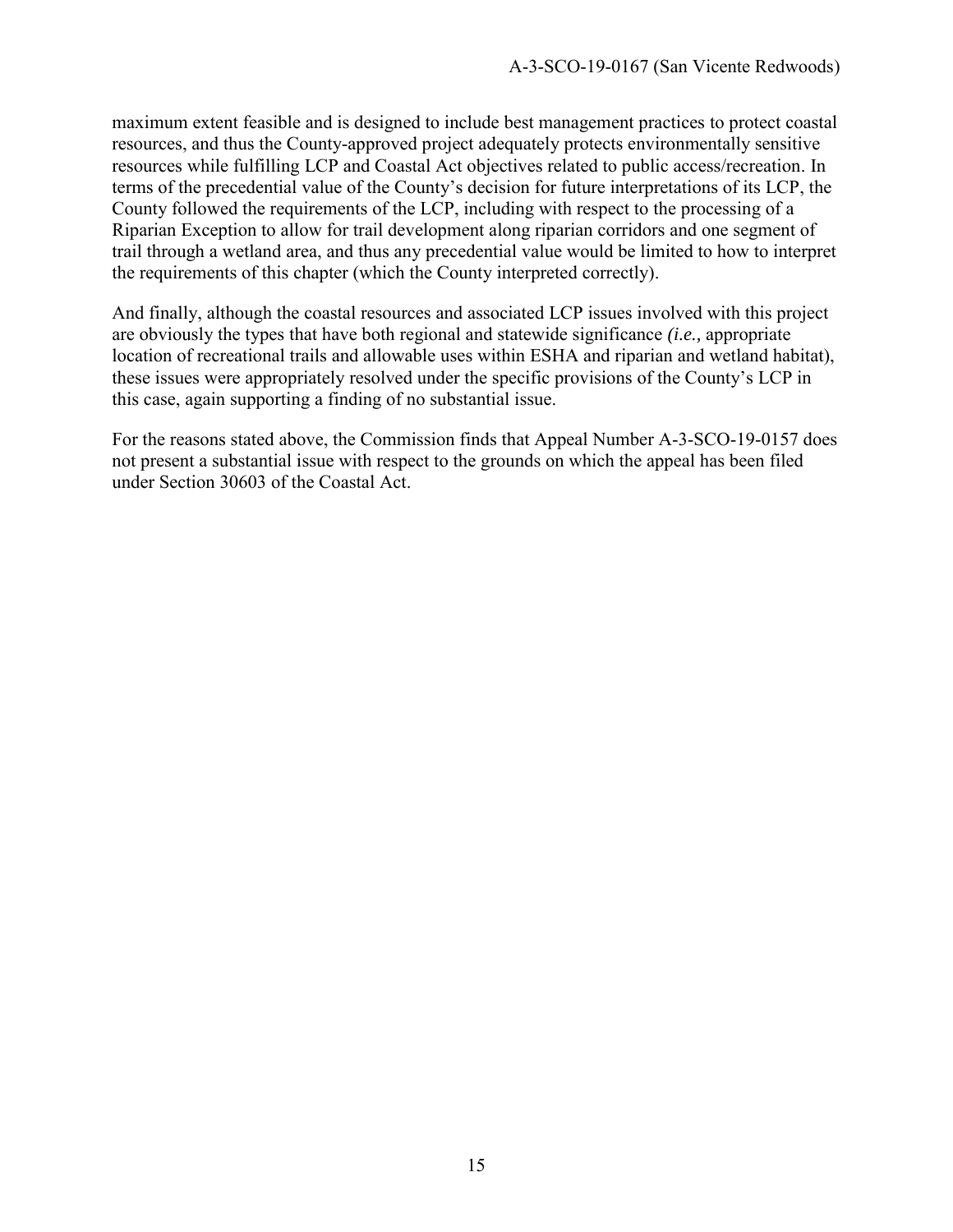maximum extent feasible and is designed to include best management practices to protect coastal resources, and thus the County-approved project adequately protects environmentally sensitive resources while fulfilling LCP and Coastal Act objectives related to public access/recreation. In terms of the precedential value of the County's decision for future interpretations of its LCP, the County followed the requirements of the LCP, including with respect to the processing of a Riparian Exception to allow for trail development along riparian corridors and one segment of trail through a wetland area, and thus any precedential value would be limited to how to interpret the requirements of this chapter (which the County interpreted correctly).

And finally, although the coastal resources and associated LCP issues involved with this project are obviously the types that have both regional and statewide significance *(i.e.,* appropriate location of recreational trails and allowable uses within ESHA and riparian and wetland habitat), these issues were appropriately resolved under the specific provisions of the County's LCP in this case, again supporting a finding of no substantial issue.

For the reasons stated above, the Commission finds that Appeal Number A-3-SCO-19-0157 does not present a substantial issue with respect to the grounds on which the appeal has been filed under Section 30603 of the Coastal Act.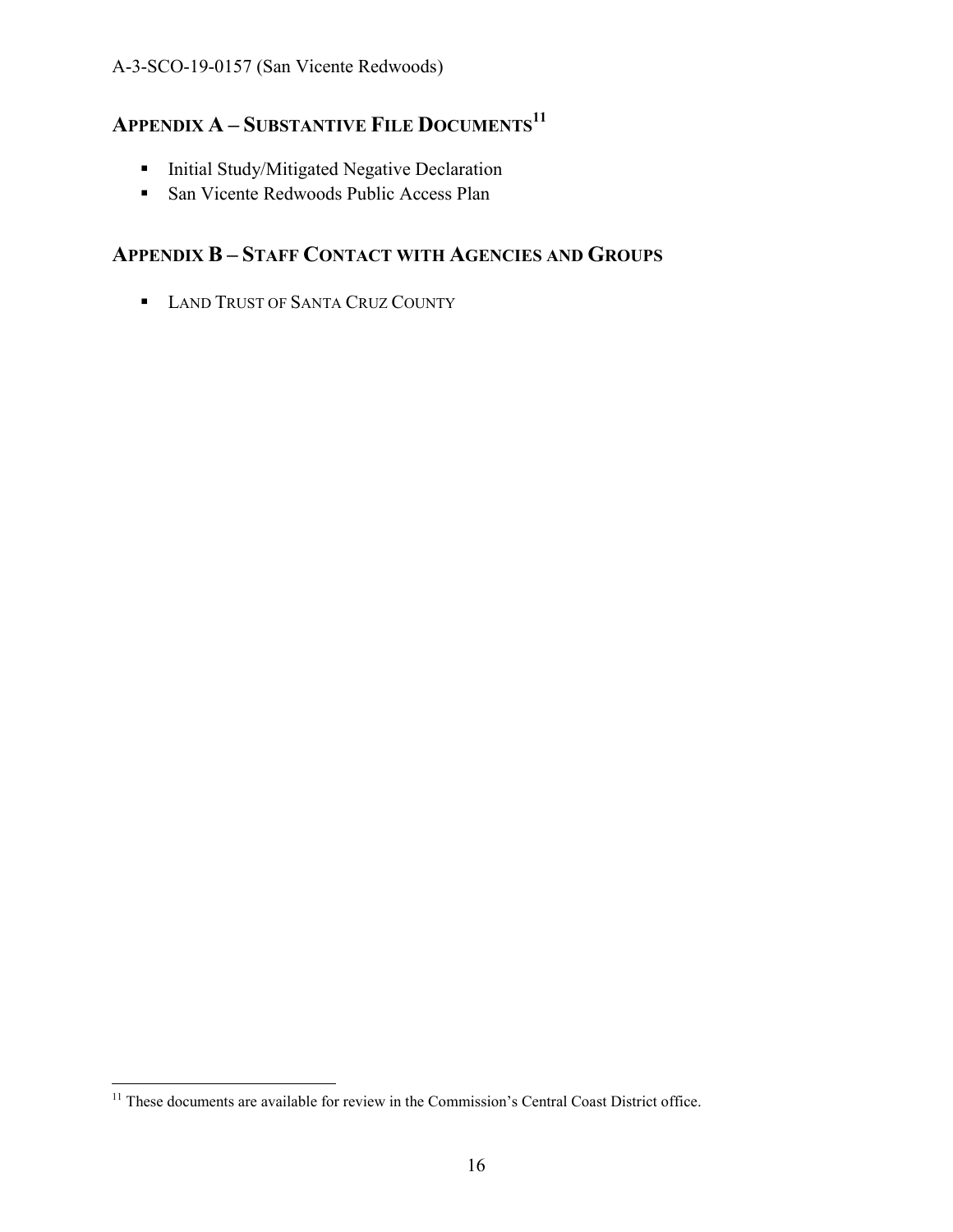## Appendix A – Substantive File Documents[11]

- Initial Study/Mitigated Negative Declaration
- San Vicente Redwoods Public Access Plan

## Appendix B – Staff Contact with Agencies and Groups

- Land Trust of Santa Cruz County

[11] These documents are available for review in the Commission's Central Coast District office.